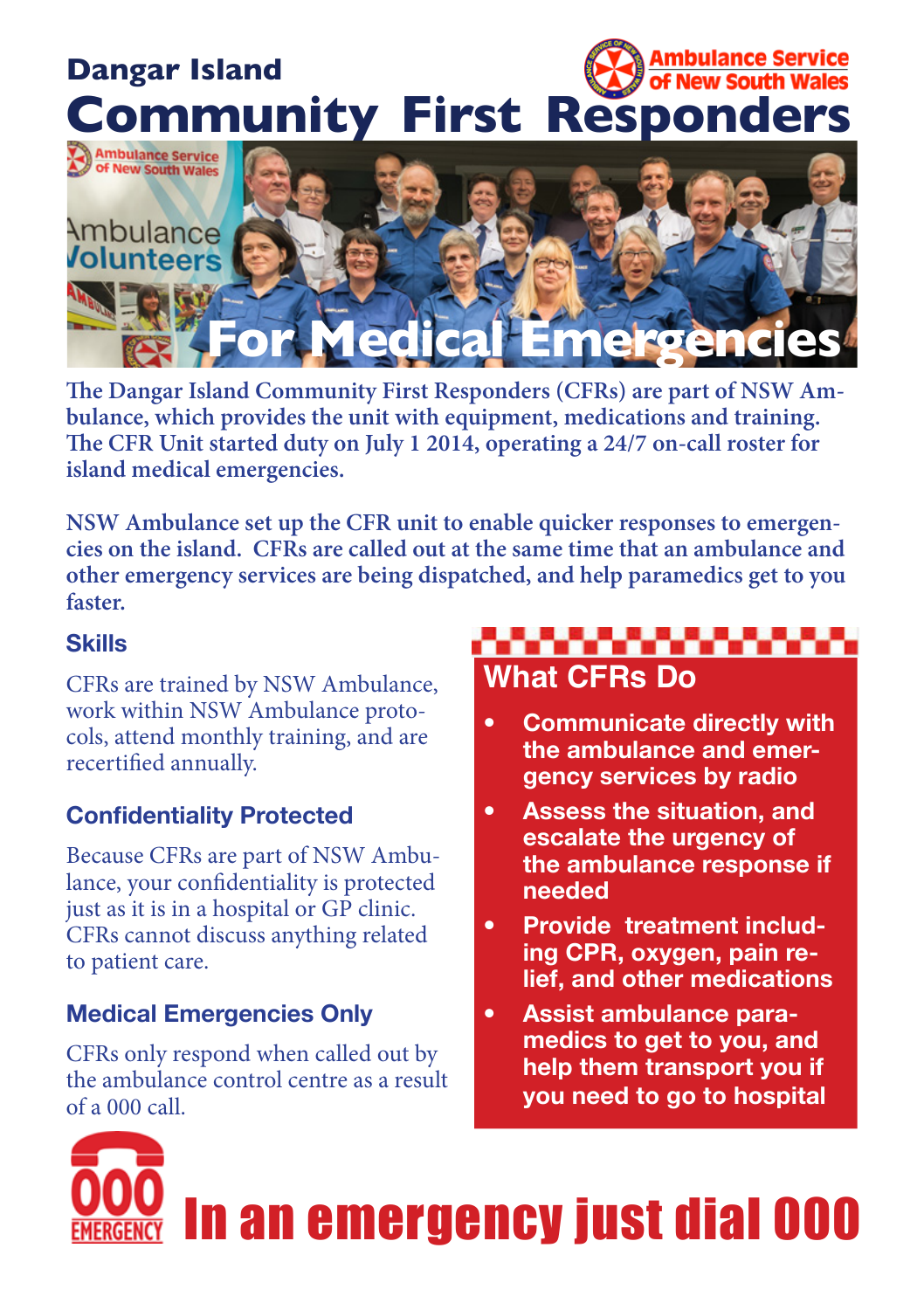# Dangar Island Community First Responders

Ambulance Service of New South Wales

## For Medical Emergencies

**The Dangar Island Community First Responders (CFRs) are part of NSW Ambulance, which provides the unit with equipment, medications and training. The CFR Unit started duty on July 1 2014, operating a 24/7 on-call roster for island medical emergencies.**

**NSW Ambulance set up the CFR unit to enable quicker responses to emergencies on the island. CFRs are called out at the same time that an ambulance and other emergency services are being dispatched, and help paramedics get to you faster.**

### Skills

CFRs are trained by NSW Ambulance, work within NSW Ambulance protocols, attend monthly training, and are recertified annually.

### Confidentiality Protected

Because CFRs are part of NSW Ambulance, your confidentiality is protected just as it is in a hospital or GP clinic. CFRs cannot discuss anything related to patient care.

### Medical Emergencies Only

CFRs only respond when called out by the ambulance control centre as a result of a 000 call.

### What CFRs Do

- **Communicate directly with the ambulance and emergency services by radio**
- **Assess the situation, and escalate the urgency of the ambulance response if needed**
- **Provide treatment including CPR, oxygen, pain relief, and other medications**
- **Assist ambulance paramedics to get to you, and help them transport you if you need to go to hospital**

000 EMERGENCY

## In an emergency just dial 000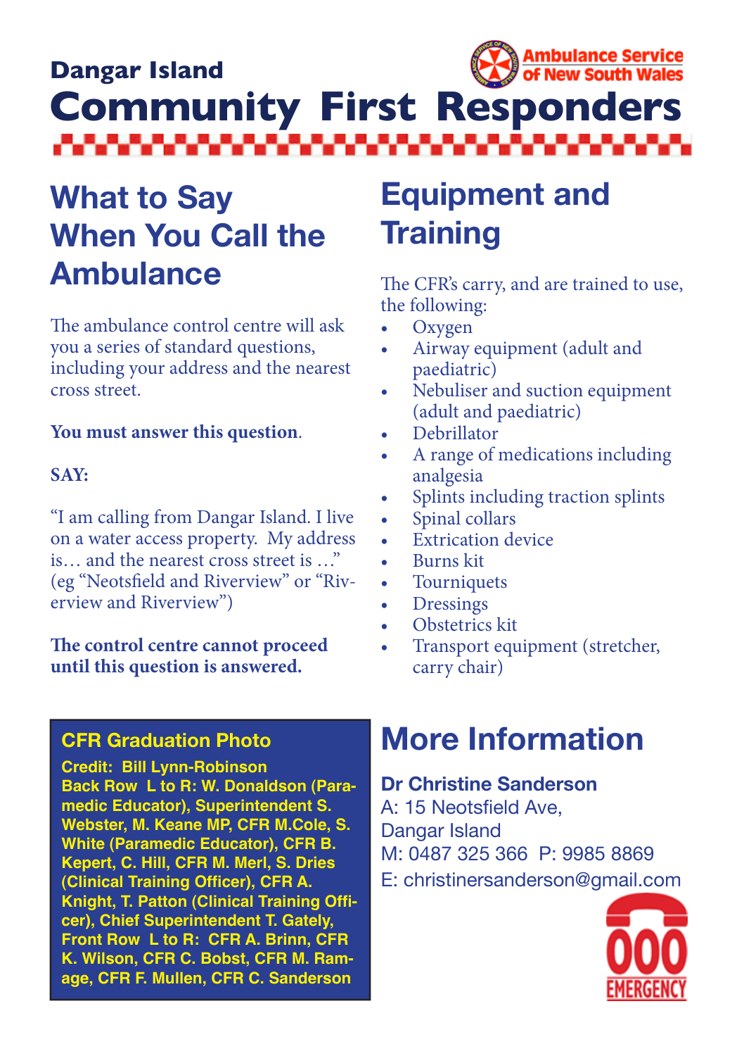Dangar Island

# Community First Responders

Ambulance Service of New South Wales

## What to Say When You Call the Ambulance

The ambulance control centre will ask you a series of standard questions, including your address and the nearest cross street.

**You must answer this question**.

**SAY:**

"I am calling from Dangar Island. I live on a water access property. My address is… and the nearest cross street is …" (eg "Neotsfield and Riverview" or "Riverview and Riverview")

**The control centre cannot proceed until this question is answered.**

## Equipment and Training

The CFR's carry, and are trained to use, the following:

- Oxygen
- Airway equipment (adult and paediatric)
- Nebuliser and suction equipment (adult and paediatric)
- Debrillator
- A range of medications including analgesia
- Splints including traction splints
- Spinal collars
- Extrication device
- Burns kit
- Tourniquets
- Dressings
- Obstetrics kit
- Transport equipment (stretcher, carry chair)

### CFR Graduation Photo

**Credit: Bill Lynn-Robinson**
**Back Row L to R: W. Donaldson (Paramedic Educator), Superintendent S. Webster, M. Keane MP, CFR M.Cole, S. White (Paramedic Educator), CFR B. Kepert, C. Hill, CFR M. Merl, S. Dries (Clinical Training Officer), CFR A. Knight, T. Patton (Clinical Training Officer), Chief Superintendent T. Gately, Front Row L to R: CFR A. Brinn, CFR K. Wilson, CFR C. Bobst, CFR M. Ramage, CFR F. Mullen, CFR C. Sanderson**

## More Information

**Dr Christine Sanderson**
A: 15 Neotsfield Ave,
Dangar Island
M: 0487 325 366 P: 9985 8869
E: christinersanderson@gmail.com

000 EMERGENCY